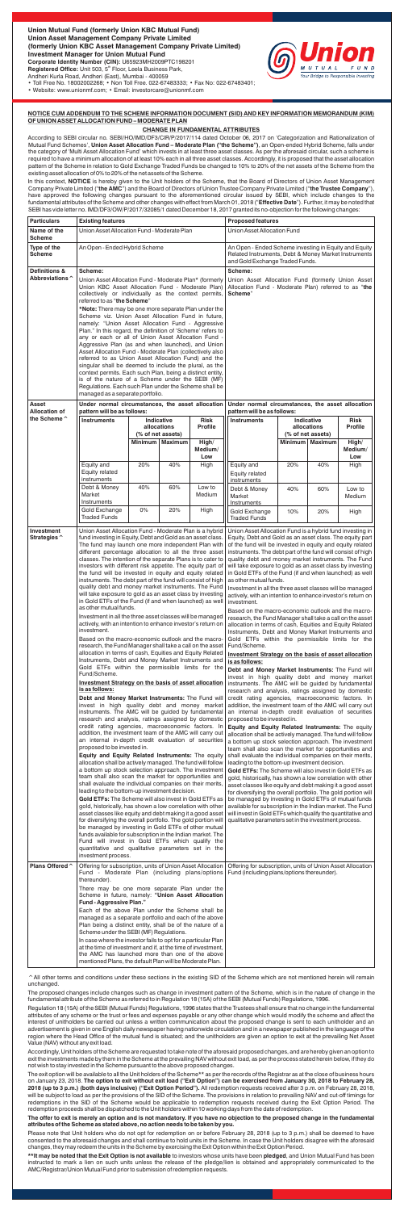**Union Mutual Fund (formerly Union KBC Mutual Fund)**
**Union Asset Management Company Private Limited**
**(formerly Union KBC Asset Management Company Private Limited)**
**Investment Manager for Union Mutual Fund**
**Corporate Identity Number (CIN):** U65923MH2009PTC198201
**Registered Office:** Unit 503, 5th Floor, Leela Business Park, Andheri Kurla Road, Andheri (East), Mumbai - 400059
• Toll Free No. 18002002268; • Non Toll Free. 022-67483333; • Fax No: 022-67483401;
• Website: www.unionmf.com; • Email: investorcare@unionmf.com

Union MUTUAL FUND
Your Bridge to Responsible Investing

## NOTICE CUM ADDENDUM TO THE SCHEME INFORMATION DOCUMENT (SID) AND KEY INFORMATION MEMORANDUM (KIM) OF UNION ASSET ALLOCATION FUND – MODERATE PLAN

### CHANGE IN FUNDAMENTAL ATTRIBUTES

According to SEBI circular no. SEBI/HO/IMD/DF3/CIR/P/2017/114 dated October 06, 2017 on 'Categorization and Rationalization of Mutual Fund Schemes', **Union Asset Allocation Fund – Moderate Plan ("the Scheme")**, an Open-ended Hybrid Scheme, falls under the category of 'Multi Asset Allocation Fund' which invests in at least three asset classes. As per the aforesaid circular, such a scheme is required to have a minimum allocation of at least 10% each in all three asset classes. Accordingly, it is proposed that the asset allocation pattern of the Scheme in relation to Gold Exchange Traded Funds be changed to 10% to 20% of the net assets of the Scheme from the existing asset allocation of 0% to 20% of the net assets of the Scheme.

In this context, **NOTICE** is hereby given to the Unit holders of the Scheme, that the Board of Directors of Union Asset Management Company Private Limited ("**the AMC**") and the Board of Directors of Union Trustee Company Private Limited ("**the Trustee Company**"), have approved the following changes pursuant to the aforementioned circular issued by SEBI, which include changes to the fundamental attributes of the Scheme and other changes with effect from March 01, 2018 ("**Effective Date**"). Further, it may be noted that SEBI has vide letter no. IMD/DF3/OW/P/2017/32085/1 dated December 18, 2017 granted its no-objection for the following changes:

| Particulars | Existing features | Proposed features |
|---|---|---|
| Name of the Scheme | Union Asset Allocation Fund - Moderate Plan | Union Asset Allocation Fund |
| Type of the Scheme | An Open - Ended Hybrid Scheme | An Open - Ended Scheme investing in Equity and Equity Related Instruments, Debt & Money Market Instruments and Gold Exchange Traded Funds. |
| Definitions & Abbreviations ^ | **Scheme:** Union Asset Allocation Fund - Moderate Plan* (formerly Union KBC Asset Allocation Fund - Moderate Plan) collectively or individually as the context permits, referred to as "**the Scheme**"<br><br>***Note:** There may be one more separate Plan under the Scheme viz. Union Asset Allocation Fund in future, namely: "Union Asset Allocation Fund - Aggressive Plan." In this regard, the definition of 'Scheme' refers to any or each of all of Union Asset Allocation Fund - Aggressive Plan (as and when launched), and Union Asset Allocation Fund - Moderate Plan (collectively also referred to as Union Asset Allocation Fund) and the singular shall be deemed to include the plural, as the context permits. Each such Plan, being a distinct entity, is of the nature of a Scheme under the SEBI (MF) Regulations. Each such Plan under the Scheme shall be managed as a separate portfolio. | **Scheme:** Union Asset Allocation Fund (formerly Union Asset Allocation Fund - Moderate Plan) referred to as "**the Scheme**" |
| Asset Allocation of the Scheme ^ | (see tables below) | (see tables below) |

**Existing features – Under normal circumstances, the asset allocation pattern will be as follows:**

| Instruments | Indicative allocations (% of net assets) | | Risk Profile |
|---|---|---|---|
| | Minimum | Maximum | High/ Medium/ Low |
| Equity and Equity related instruments | 20% | 40% | High |
| Debt & Money Market Instruments | 40% | 60% | Low to Medium |
| Gold Exchange Traded Funds | 0% | 20% | High |

**Proposed features – Under normal circumstances, the asset allocation pattern will be as follows:**

| Instruments | Indicative allocations (% of net assets) | | Risk Profile |
|---|---|---|---|
| | Minimum | Maximum | High/ Medium/ Low |
| Equity and Equity related instruments | 20% | 40% | High |
| Debt & Money Market Instruments | 40% | 60% | Low to Medium |
| Gold Exchange Traded Funds | 10% | 20% | High |

| Particulars | Existing features | Proposed features |
|---|---|---|
| Investment Strategies ^ | Union Asset Allocation Fund - Moderate Plan is a hybrid fund investing in Equity, Debt and Gold as an asset class. The fund may launch one more independent Plan with different percentage allocation to all the three asset classes. The intention of the separate Plans is to cater to investors with different risk appetite. The equity part of the fund will be invested in equity and equity related instruments. The debt part of the fund will consist of high quality debt and money market instruments. The Fund will take exposure to gold as an asset class by investing in Gold ETFs of the Fund (if and when launched) as well as other mutual funds.<br><br>Investment in all the three asset classes will be managed actively, with an intention to enhance investor's return on investment.<br><br>Based on the macro-economic outlook and the macro-research, the Fund Manager shall take a call on the asset allocation in terms of cash, Equities and Equity Related Instruments, Debt and Money Market Instruments and Gold ETFs within the permissible limits for the Fund/Scheme.<br><br>**Investment Strategy on the basis of asset allocation is as follows:**<br><br>**Debt and Money Market Instruments:** The Fund will invest in high quality debt and money market instruments. The AMC will be guided by fundamental research and analysis, ratings assigned by domestic credit rating agencies, macroeconomic factors. In addition, the investment team of the AMC will carry out an internal in-depth credit evaluation of securities proposed to be invested in.<br><br>**Equity and Equity Related Instruments:** The equity allocation shall be actively managed. The fund will follow a bottom up stock selection approach. The investment team shall also scan the market for opportunities and shall evaluate the individual companies on their merits, leading to the bottom-up investment decision.<br><br>**Gold ETFs:** The Scheme will also invest in Gold ETFs as gold, historically, has shown a low correlation with other asset classes like equity and debt making it a good asset for diversifying the overall portfolio. The gold portion will be managed by investing in Gold ETFs of other mutual funds available for subscription in the Indian market. The Fund will invest in Gold ETFs which qualify the quantitative and qualitative parameters set in the investment process. | Union Asset Allocation Fund is a hybrid fund investing in Equity, Debt and Gold as an asset class. The equity part of the fund will be invested in equity and equity related instruments. The debt part of the fund will consist of high quality debt and money market instruments. The Fund will take exposure to gold as an asset class by investing in Gold ETFs of the Fund (if and when launched) as well as other mutual funds.<br><br>Investment in all the three asset classes will be managed actively, with an intention to enhance investor's return on investment.<br><br>Based on the macro-economic outlook and the macro-research, the Fund Manager shall take a call on the asset allocation in terms of cash, Equities and Equity Related Instruments, Debt and Money Market Instruments and Gold ETFs within the permissible limits for the Fund/Scheme.<br><br>**Investment Strategy on the basis of asset allocation is as follows:**<br><br>**Debt and Money Market Instruments:** The Fund will invest in high quality debt and money market instruments. The AMC will be guided by fundamental research and analysis, ratings assigned by domestic credit rating agencies, macroeconomic factors. In addition, the investment team of the AMC will carry out an internal in-depth credit evaluation of securities proposed to be invested in.<br><br>**Equity and Equity Related Instruments:** The equity allocation shall be actively managed. The fund will follow a bottom up stock selection approach. The investment team shall also scan the market for opportunities and shall evaluate the individual companies on their merits, leading to the bottom-up investment decision.<br><br>**Gold ETFs:** The Scheme will also invest in Gold ETFs as gold, historically, has shown a low correlation with other asset classes like equity and debt making it a good asset for diversifying the overall portfolio. The gold portion will be managed by investing in Gold ETFs of other mutual funds available for subscription in the Indian market. The Fund will invest in Gold ETFs which qualify the quantitative and qualitative parameters set in the investment process. |
| Plans Offered ^ | Offering for subscription, units of Union Asset Allocation Fund - Moderate Plan (including plans/options thereunder).<br><br>There may be one more separate Plan under the Scheme in future, namely: **"Union Asset Allocation Fund - Aggressive Plan."**<br><br>Each of the above Plan under the Scheme shall be managed as a separate portfolio and each of the above Plan being a distinct entity, shall be of the nature of a Scheme under the SEBI (MF) Regulations.<br><br>In case where the investor fails to opt for a particular Plan at the time of investment and if, at the time of investment, the AMC has launched more than one of the above mentioned Plans, the default Plan will be Moderate Plan. | Offering for subscription, units of Union Asset Allocation Fund (including plans/options thereunder). |

^ All other terms and conditions under these sections in the existing SID of the Scheme which are not mentioned herein will remain unchanged.

The proposed changes include changes such as change in investment pattern of the Scheme, which is in the nature of change in the fundamental attribute of the Scheme as referred to in Regulation 18 (15A) of the SEBI (Mutual Funds) Regulations, 1996.

Regulation 18 (15A) of the SEBI (Mutual Funds) Regulations, 1996 states that the Trustees shall ensure that no change in the fundamental attributes of any scheme or the trust or fees and expenses payable or any other change which would modify the scheme and affect the interest of unitholders be carried out unless a written communication about the proposed change is sent to each unitholder and an advertisement is given in one English daily newspaper having nationwide circulation and in a newspaper published in the language of the region where the Head Office of the mutual fund is situated; and the unitholders are given an option to exit at the prevailing Net Asset Value (NAV) without any exit load.

Accordingly, Unit holders of the Scheme are requested to take note of the aforesaid proposed changes, and are hereby given an option to exit the investments made by them in the Scheme at the prevailing NAV without exit load, as per the process stated herein below, if they do not wish to stay invested in the Scheme pursuant to the above proposed changes.

The exit option will be available to all the Unit holders of the Scheme** as per the records of the Registrar as at the close of business hours on January 23, 2018. **The option to exit without exit load ("Exit Option") can be exercised from January 30, 2018 to February 28, 2018 (up to 3 p.m.) (both days inclusive) ("Exit Option Period").** All redemption requests received after 3 p.m. on February 28, 2018, will be subject to load as per the provisions of the SID of the Scheme. The provisions in relation to prevailing NAV and cut-off timings for redemptions in the SID of the Scheme would be applicable to redemption requests received during the Exit Option Period. The redemption proceeds shall be dispatched to the Unit holders within 10 working days from the date of redemption.

**The offer to exit is merely an option and is not mandatory. If you have no objection to the proposed change in the fundamental attributes of the Scheme as stated above, no action needs to be taken by you.**

Please note that Unit holders who do not opt for redemption on or before February 28, 2018 (up to 3 p.m.) shall be deemed to have consented to the aforesaid changes and shall continue to hold units in the Scheme. In case the Unit holders disagree with the aforesaid changes, they may redeem the units in the Scheme by exercising the Exit Option within the Exit Option Period.

****It may be noted that the Exit Option is not available** to investors whose units have been **pledged**, and Union Mutual Fund has been instructed to mark a lien on such units unless the release of the pledge/lien is obtained and appropriately communicated to the AMC/Registrar/Union Mutual Fund prior to submission of redemption requests.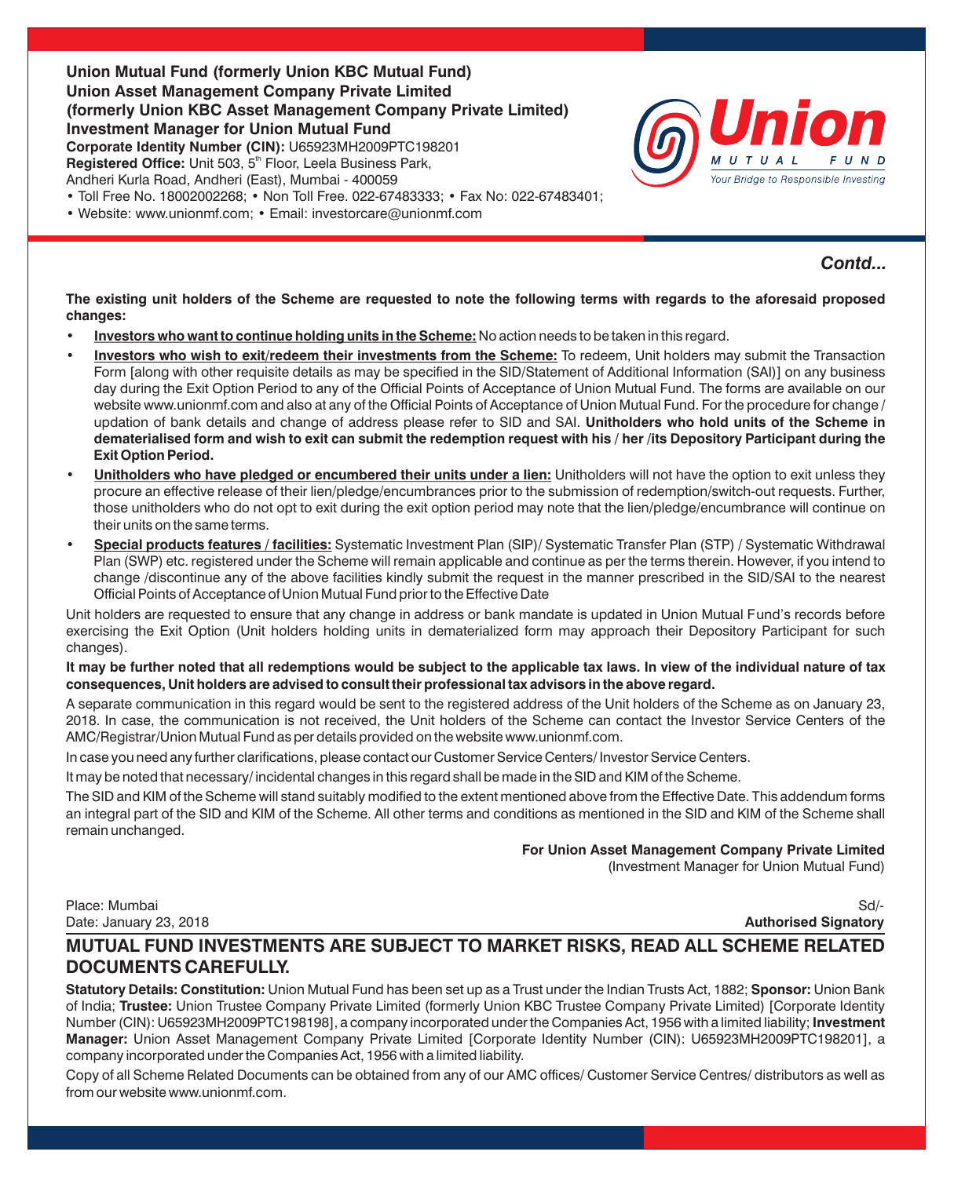**Union Mutual Fund (formerly Union KBC Mutual Fund)**
**Union Asset Management Company Private Limited**
**(formerly Union KBC Asset Management Company Private Limited)**
**Investment Manager for Union Mutual Fund**
**Corporate Identity Number (CIN):** U65923MH2009PTC198201
**Registered Office:** Unit 503, 5th Floor, Leela Business Park,
Andheri Kurla Road, Andheri (East), Mumbai - 400059
• Toll Free No. 18002002268; • Non Toll Free. 022-67483333; • Fax No: 022-67483401;
• Website: www.unionmf.com; • Email: investorcare@unionmf.com

Union MUTUAL FUND
*Your Bridge to Responsible Investing*

***Contd...***

**The existing unit holders of the Scheme are requested to note the following terms with regards to the aforesaid proposed changes:**

- **Investors who want to continue holding units in the Scheme:** No action needs to be taken in this regard.
- **Investors who wish to exit/redeem their investments from the Scheme:** To redeem, Unit holders may submit the Transaction Form [along with other requisite details as may be specified in the SID/Statement of Additional Information (SAI)] on any business day during the Exit Option Period to any of the Official Points of Acceptance of Union Mutual Fund. The forms are available on our website www.unionmf.com and also at any of the Official Points of Acceptance of Union Mutual Fund. For the procedure for change / updation of bank details and change of address please refer to SID and SAI. **Unitholders who hold units of the Scheme in dematerialised form and wish to exit can submit the redemption request with his / her /its Depository Participant during the Exit Option Period.**
- **Unitholders who have pledged or encumbered their units under a lien:** Unitholders will not have the option to exit unless they procure an effective release of their lien/pledge/encumbrances prior to the submission of redemption/switch-out requests. Further, those unitholders who do not opt to exit during the exit option period may note that the lien/pledge/encumbrance will continue on their units on the same terms.
- **Special products features / facilities:** Systematic Investment Plan (SIP)/ Systematic Transfer Plan (STP) / Systematic Withdrawal Plan (SWP) etc. registered under the Scheme will remain applicable and continue as per the terms therein. However, if you intend to change /discontinue any of the above facilities kindly submit the request in the manner prescribed in the SID/SAI to the nearest Official Points of Acceptance of Union Mutual Fund prior to the Effective Date

Unit holders are requested to ensure that any change in address or bank mandate is updated in Union Mutual Fund's records before exercising the Exit Option (Unit holders holding units in dematerialized form may approach their Depository Participant for such changes).

**It may be further noted that all redemptions would be subject to the applicable tax laws. In view of the individual nature of tax consequences, Unit holders are advised to consult their professional tax advisors in the above regard.**

A separate communication in this regard would be sent to the registered address of the Unit holders of the Scheme as on January 23, 2018. In case, the communication is not received, the Unit holders of the Scheme can contact the Investor Service Centers of the AMC/Registrar/Union Mutual Fund as per details provided on the website www.unionmf.com.

In case you need any further clarifications, please contact our Customer Service Centers/ Investor Service Centers.

It may be noted that necessary/ incidental changes in this regard shall be made in the SID and KIM of the Scheme.

The SID and KIM of the Scheme will stand suitably modified to the extent mentioned above from the Effective Date. This addendum forms an integral part of the SID and KIM of the Scheme. All other terms and conditions as mentioned in the SID and KIM of the Scheme shall remain unchanged.

**For Union Asset Management Company Private Limited**
(Investment Manager for Union Mutual Fund)

Place: Mumbai
Date: January 23, 2018

Sd/-
**Authorised Signatory**

## MUTUAL FUND INVESTMENTS ARE SUBJECT TO MARKET RISKS, READ ALL SCHEME RELATED DOCUMENTS CAREFULLY.

**Statutory Details: Constitution:** Union Mutual Fund has been set up as a Trust under the Indian Trusts Act, 1882; **Sponsor:** Union Bank of India; **Trustee:** Union Trustee Company Private Limited (formerly Union KBC Trustee Company Private Limited) [Corporate Identity Number (CIN): U65923MH2009PTC198198], a company incorporated under the Companies Act, 1956 with a limited liability; **Investment Manager:** Union Asset Management Company Private Limited [Corporate Identity Number (CIN): U65923MH2009PTC198201], a company incorporated under the Companies Act, 1956 with a limited liability.

Copy of all Scheme Related Documents can be obtained from any of our AMC offices/ Customer Service Centres/ distributors as well as from our website www.unionmf.com.